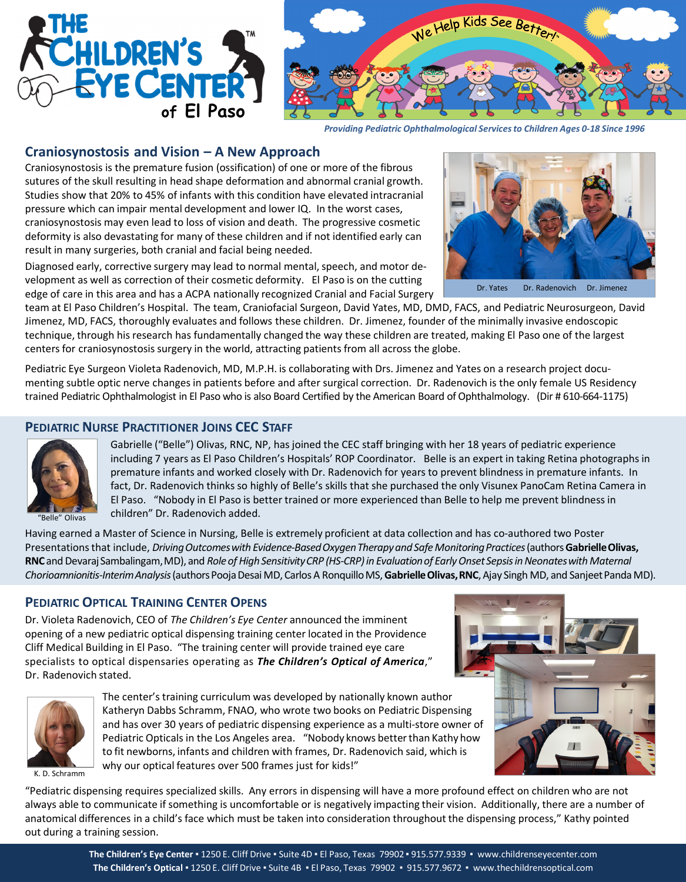# The Children's Eye Center of El Paso

We Help Kids See Better!

*Providing Pediatric Ophthalmological Services to Children Ages 0-18 Since 1996*

## Craniosynostosis and Vision – A New Approach

Craniosynostosis is the premature fusion (ossification) of one or more of the fibrous sutures of the skull resulting in head shape deformation and abnormal cranial growth. Studies show that 20% to 45% of infants with this condition have elevated intracranial pressure which can impair mental development and lower IQ. In the worst cases, craniosynostosis may even lead to loss of vision and death. The progressive cosmetic deformity is also devastating for many of these children and if not identified early can result in many surgeries, both cranial and facial being needed.

Diagnosed early, corrective surgery may lead to normal mental, speech, and motor development as well as correction of their cosmetic deformity. El Paso is on the cutting edge of care in this area and has a ACPA nationally recognized Cranial and Facial Surgery team at El Paso Children's Hospital. The team, Craniofacial Surgeon, David Yates, MD, DMD, FACS, and Pediatric Neurosurgeon, David Jimenez, MD, FACS, thoroughly evaluates and follows these children. Dr. Jimenez, founder of the minimally invasive endoscopic technique, through his research has fundamentally changed the way these children are treated, making El Paso one of the largest centers for craniosynostosis surgery in the world, attracting patients from all across the globe.

Dr. Yates Dr. Radenovich Dr. Jimenez

Pediatric Eye Surgeon Violeta Radenovich, MD, M.P.H. is collaborating with Drs. Jimenez and Yates on a research project documenting subtle optic nerve changes in patients before and after surgical correction. Dr. Radenovich is the only female US Residency trained Pediatric Ophthalmologist in El Paso who is also Board Certified by the American Board of Ophthalmology. (Dir # 610-664-1175)

## Pediatric Nurse Practitioner Joins CEC Staff

Gabrielle ("Belle") Olivas, RNC, NP, has joined the CEC staff bringing with her 18 years of pediatric experience including 7 years as El Paso Children's Hospitals' ROP Coordinator. Belle is an expert in taking Retina photographs in premature infants and worked closely with Dr. Radenovich for years to prevent blindness in premature infants. In fact, Dr. Radenovich thinks so highly of Belle's skills that she purchased the only Visunex PanoCam Retina Camera in El Paso. "Nobody in El Paso is better trained or more experienced than Belle to help me prevent blindness in children" Dr. Radenovich added.

"Belle" Olivas

Having earned a Master of Science in Nursing, Belle is extremely proficient at data collection and has co-authored two Poster Presentations that include, *Driving Outcomes with Evidence-Based Oxygen Therapy and Safe Monitoring Practices* (authors **Gabrielle Olivas, RNC** and Devaraj Sambalingam, MD), and *Role of High Sensitivity CRP (HS-CRP) in Evaluation of Early Onset Sepsis in Neonates with Maternal Chorioamnionitis-Interim Analysis* (authors Pooja Desai MD, Carlos A Ronquillo MS, **Gabrielle Olivas, RNC**, Ajay Singh MD, and Sanjeet Panda MD).

## Pediatric Optical Training Center Opens

Dr. Violeta Radenovich, CEO of *The Children's Eye Center* announced the imminent opening of a new pediatric optical dispensing training center located in the Providence Cliff Medical Building in El Paso. "The training center will provide trained eye care specialists to optical dispensaries operating as ***The Children's Optical of America***," Dr. Radenovich stated.

The center's training curriculum was developed by nationally known author Katheryn Dabbs Schramm, FNAO, who wrote two books on Pediatric Dispensing and has over 30 years of pediatric dispensing experience as a multi-store owner of Pediatric Opticals in the Los Angeles area. "Nobody knows better than Kathy how to fit newborns, infants and children with frames, Dr. Radenovich said, which is why our optical features over 500 frames just for kids!"

K. D. Schramm

"Pediatric dispensing requires specialized skills. Any errors in dispensing will have a more profound effect on children who are not always able to communicate if something is uncomfortable or is negatively impacting their vision. Additionally, there are a number of anatomical differences in a child's face which must be taken into consideration throughout the dispensing process," Kathy pointed out during a training session.

**The Children's Eye Center** ▪ 1250 E. Cliff Drive ▪ Suite 4D ▪ El Paso, Texas 79902 ▪ 915.577.9339 ▪ www.childrenseyecenter.com
**The Children's Optical** ▪ 1250 E. Cliff Drive ▪ Suite 4B ▪ El Paso, Texas 79902 ▪ 915.577.9672 ▪ www.thechildrensoptical.com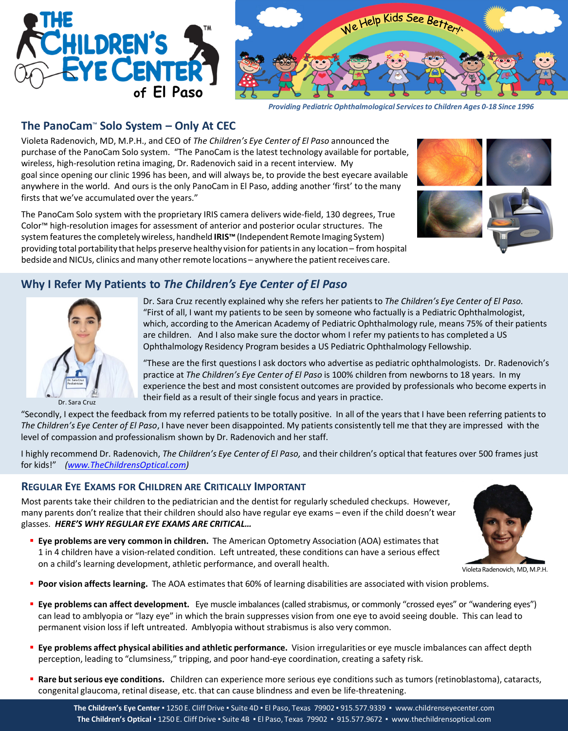# THE CHILDREN'S EYE CENTER™ of El Paso

We Help Kids See Better!™

*Providing Pediatric Ophthalmological Services to Children Ages 0-18 Since 1996*

## The PanoCam™ Solo System – Only At CEC

Violeta Radenovich, MD, M.P.H., and CEO of *The Children's Eye Center of El Paso* announced the purchase of the PanoCam Solo system. "The PanoCam is the latest technology available for portable, wireless, high-resolution retina imaging, Dr. Radenovich said in a recent interview. My goal since opening our clinic 1996 has been, and will always be, to provide the best eyecare available anywhere in the world. And ours is the only PanoCam in El Paso, adding another 'first' to the many firsts that we've accumulated over the years."

The PanoCam Solo system with the proprietary IRIS camera delivers wide-field, 130 degrees, True Color™ high-resolution images for assessment of anterior and posterior ocular structures. The system features the completely wireless, handheld **IRIS™** (Independent Remote Imaging System) providing total portability that helps preserve healthy vision for patients in any location – from hospital bedside and NICUs, clinics and many other remote locations – anywhere the patient receives care.

## Why I Refer My Patients to *The Children's Eye Center of El Paso*

Dr. Sara Cruz recently explained why she refers her patients to *The Children's Eye Center of El Paso.* "First of all, I want my patients to be seen by someone who factually is a Pediatric Ophthalmologist, which, according to the American Academy of Pediatric Ophthalmology rule, means 75% of their patients are children. And I also make sure the doctor whom I refer my patients to has completed a US Ophthalmology Residency Program besides a US Pediatric Ophthalmology Fellowship.

"These are the first questions I ask doctors who advertise as pediatric ophthalmologists. Dr. Radenovich's practice at *The Children's Eye Center of El Paso* is 100% children from newborns to 18 years. In my experience the best and most consistent outcomes are provided by professionals who become experts in their field as a result of their single focus and years in practice.

Dr. Sara Cruz

"Secondly, I expect the feedback from my referred patients to be totally positive. In all of the years that I have been referring patients to *The Children's Eye Center of El Paso*, I have never been disappointed. My patients consistently tell me that they are impressed with the level of compassion and professionalism shown by Dr. Radenovich and her staff.

I highly recommend Dr. Radenovich, *The Children's Eye Center of El Paso,* and their children's optical that features over 500 frames just for kids!" *(www.TheChildrensOptical.com)*

## REGULAR EYE EXAMS FOR CHILDREN ARE CRITICALLY IMPORTANT

Most parents take their children to the pediatrician and the dentist for regularly scheduled checkups. However, many parents don't realize that their children should also have regular eye exams – even if the child doesn't wear glasses. ***HERE'S WHY REGULAR EYE EXAMS ARE CRITICAL…***

Violeta Radenovich, MD, M.P.H.

- **Eye problems are very common in children.** The American Optometry Association (AOA) estimates that 1 in 4 children have a vision-related condition. Left untreated, these conditions can have a serious effect on a child's learning development, athletic performance, and overall health.
- **Poor vision affects learning.** The AOA estimates that 60% of learning disabilities are associated with vision problems.
- **Eye problems can affect development.** Eye muscle imbalances (called strabismus, or commonly "crossed eyes" or "wandering eyes") can lead to amblyopia or "lazy eye" in which the brain suppresses vision from one eye to avoid seeing double. This can lead to permanent vision loss if left untreated. Amblyopia without strabismus is also very common.
- **Eye problems affect physical abilities and athletic performance.** Vision irregularities or eye muscle imbalances can affect depth perception, leading to "clumsiness," tripping, and poor hand-eye coordination, creating a safety risk.
- **Rare but serious eye conditions.** Children can experience more serious eye conditions such as tumors (retinoblastoma), cataracts, congenital glaucoma, retinal disease, etc. that can cause blindness and even be life-threatening.

**The Children's Eye Center** ▪ 1250 E. Cliff Drive ▪ Suite 4D ▪ El Paso, Texas 79902 ▪ 915.577.9339 ▪ www.childrenseyecenter.com
**The Children's Optical** ▪ 1250 E. Cliff Drive ▪ Suite 4B ▪ El Paso, Texas 79902 ▪ 915.577.9672 ▪ www.thechildrensoptical.com